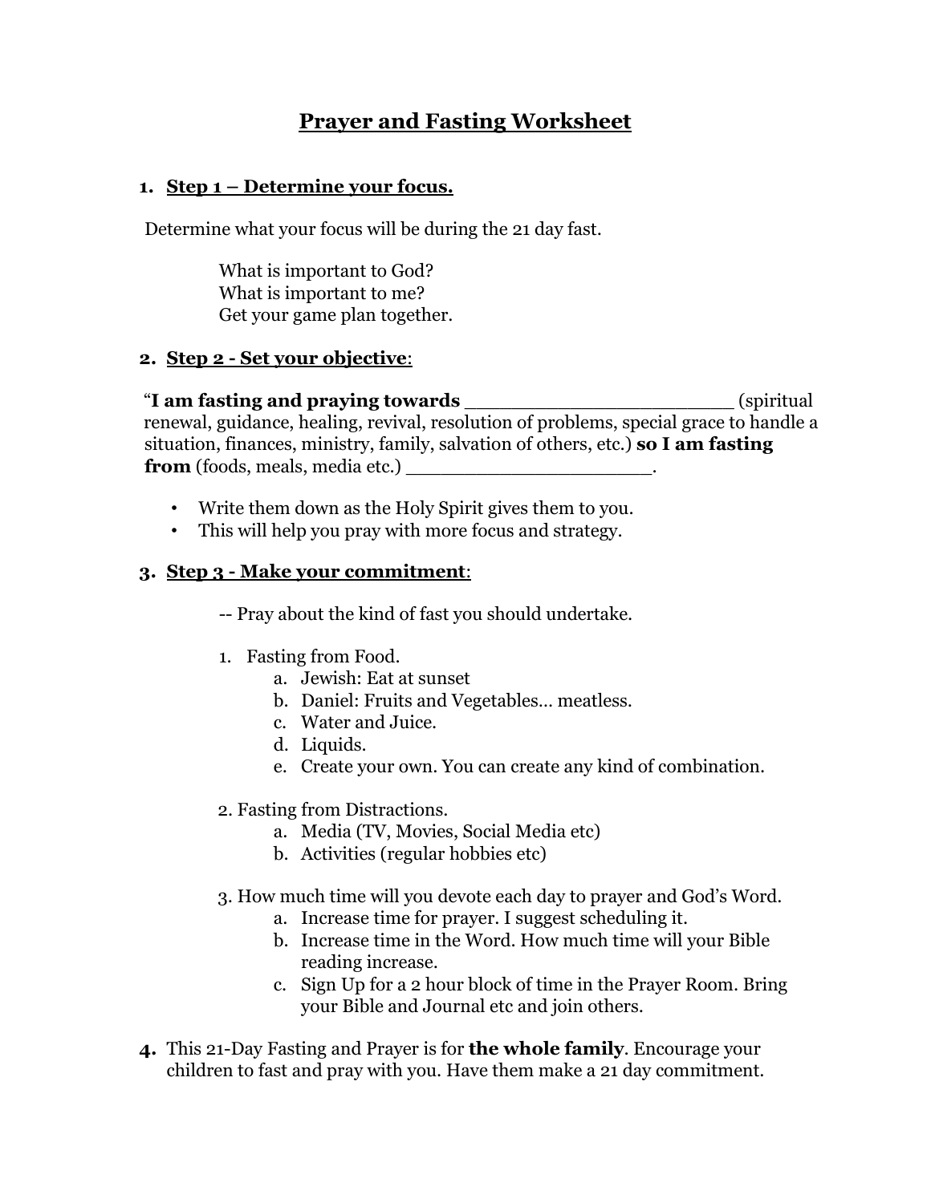# Prayer and Fasting Worksheet

1. **Step 1 – Determine your focus.**

Determine what your focus will be during the 21 day fast.

What is important to God?
What is important to me?
Get your game plan together.

2. **Step 2 - Set your objective**:

"**I am fasting and praying towards** ______________________ (spiritual renewal, guidance, healing, revival, resolution of problems, special grace to handle a situation, finances, ministry, family, salvation of others, etc.) **so I am fasting from** (foods, meals, media etc.) _____________________.

- Write them down as the Holy Spirit gives them to you.
- This will help you pray with more focus and strategy.

3. **Step 3 - Make your commitment**:

-- Pray about the kind of fast you should undertake.

1. Fasting from Food.
   a. Jewish: Eat at sunset
   b. Daniel: Fruits and Vegetables… meatless.
   c. Water and Juice.
   d. Liquids.
   e. Create your own. You can create any kind of combination.

2. Fasting from Distractions.
   a. Media (TV, Movies, Social Media etc)
   b. Activities (regular hobbies etc)

3. How much time will you devote each day to prayer and God's Word.
   a. Increase time for prayer. I suggest scheduling it.
   b. Increase time in the Word. How much time will your Bible reading increase.
   c. Sign Up for a 2 hour block of time in the Prayer Room. Bring your Bible and Journal etc and join others.

4. This 21-Day Fasting and Prayer is for **the whole family**. Encourage your children to fast and pray with you. Have them make a 21 day commitment.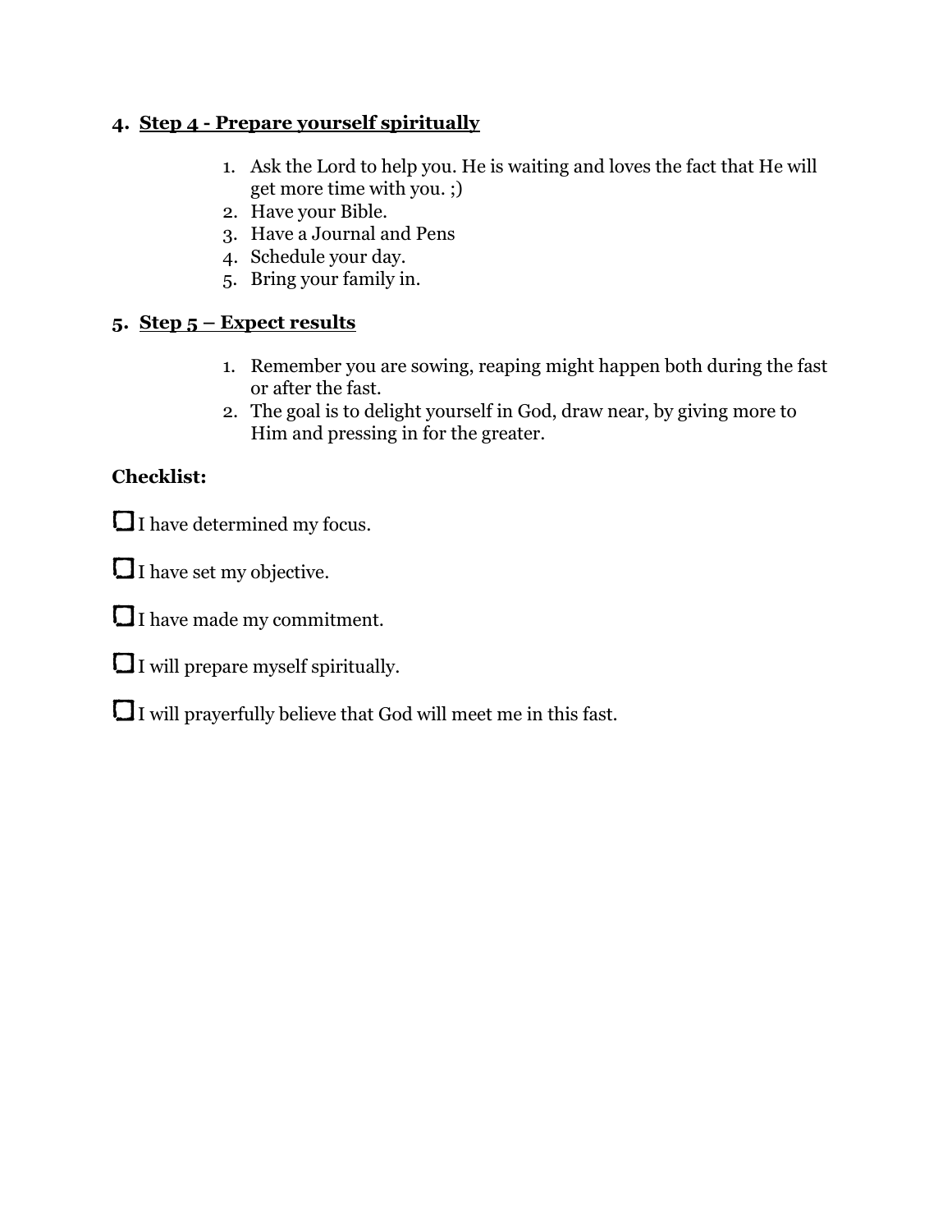4. **<u>Step 4 - Prepare yourself spiritually</u>**

    1. Ask the Lord to help you. He is waiting and loves the fact that He will get more time with you. ;)
    2. Have your Bible.
    3. Have a Journal and Pens
    4. Schedule your day.
    5. Bring your family in.

5. **<u>Step 5 – Expect results</u>**

    1. Remember you are sowing, reaping might happen both during the fast or after the fast.
    2. The goal is to delight yourself in God, draw near, by giving more to Him and pressing in for the greater.

**Checklist:**

- [ ] I have determined my focus.
- [ ] I have set my objective.
- [ ] I have made my commitment.
- [ ] I will prepare myself spiritually.
- [ ] I will prayerfully believe that God will meet me in this fast.